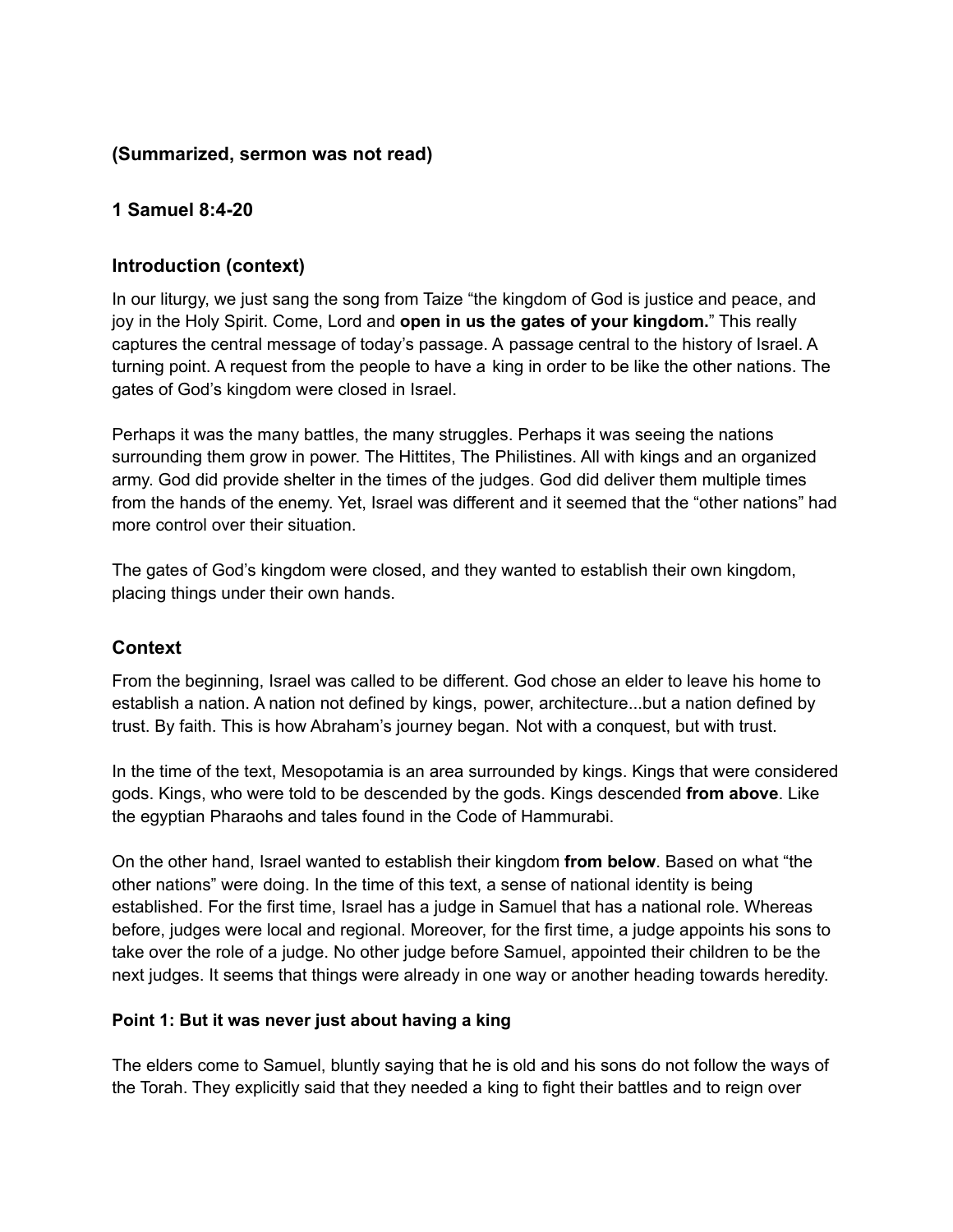### (Summarized, sermon was not read)

### 1 Samuel 8:4-20

## Introduction (context)

In our liturgy, we just sang the song from Taize "the kingdom of God is justice and peace, and joy in the Holy Spirit. Come, Lord and **open in us the gates of your kingdom.**" This really captures the central message of today's passage. A passage central to the history of Israel. A turning point. A request from the people to have a king in order to be like the other nations. The gates of God's kingdom were closed in Israel.

Perhaps it was the many battles, the many struggles. Perhaps it was seeing the nations surrounding them grow in power. The Hittites, The Philistines. All with kings and an organized army. God did provide shelter in the times of the judges. God did deliver them multiple times from the hands of the enemy. Yet, Israel was different and it seemed that the "other nations" had more control over their situation.

The gates of God's kingdom were closed, and they wanted to establish their own kingdom, placing things under their own hands.

## Context

From the beginning, Israel was called to be different. God chose an elder to leave his home to establish a nation. A nation not defined by kings, power, architecture...but a nation defined by trust. By faith. This is how Abraham's journey began. Not with a conquest, but with trust.

In the time of the text, Mesopotamia is an area surrounded by kings. Kings that were considered gods. Kings, who were told to be descended by the gods. Kings descended **from above**. Like the egyptian Pharaohs and tales found in the Code of Hammurabi.

On the other hand, Israel wanted to establish their kingdom **from below**. Based on what "the other nations" were doing. In the time of this text, a sense of national identity is being established. For the first time, Israel has a judge in Samuel that has a national role. Whereas before, judges were local and regional. Moreover, for the first time, a judge appoints his sons to take over the role of a judge. No other judge before Samuel, appointed their children to be the next judges. It seems that things were already in one way or another heading towards heredity.

#### Point 1: But it was never just about having a king

The elders come to Samuel, bluntly saying that he is old and his sons do not follow the ways of the Torah. They explicitly said that they needed a king to fight their battles and to reign over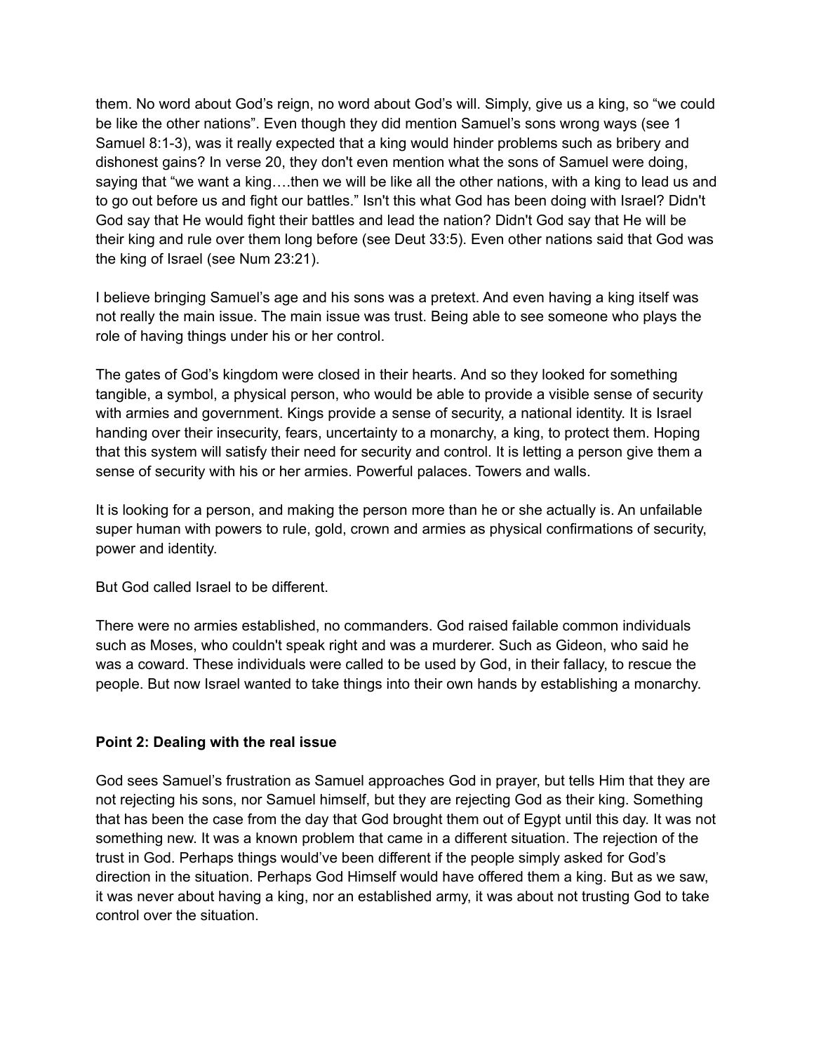them. No word about God's reign, no word about God's will. Simply, give us a king, so "we could be like the other nations". Even though they did mention Samuel's sons wrong ways (see 1 Samuel 8:1-3), was it really expected that a king would hinder problems such as bribery and dishonest gains? In verse 20, they don't even mention what the sons of Samuel were doing, saying that "we want a king….then we will be like all the other nations, with a king to lead us and to go out before us and fight our battles." Isn't this what God has been doing with Israel? Didn't God say that He would fight their battles and lead the nation? Didn't God say that He will be their king and rule over them long before (see Deut 33:5). Even other nations said that God was the king of Israel (see Num 23:21).

I believe bringing Samuel's age and his sons was a pretext. And even having a king itself was not really the main issue. The main issue was trust. Being able to see someone who plays the role of having things under his or her control.

The gates of God's kingdom were closed in their hearts. And so they looked for something tangible, a symbol, a physical person, who would be able to provide a visible sense of security with armies and government. Kings provide a sense of security, a national identity. It is Israel handing over their insecurity, fears, uncertainty to a monarchy, a king, to protect them. Hoping that this system will satisfy their need for security and control. It is letting a person give them a sense of security with his or her armies. Powerful palaces. Towers and walls.

It is looking for a person, and making the person more than he or she actually is. An unfailable super human with powers to rule, gold, crown and armies as physical confirmations of security, power and identity.

But God called Israel to be different.

There were no armies established, no commanders. God raised failable common individuals such as Moses, who couldn't speak right and was a murderer. Such as Gideon, who said he was a coward. These individuals were called to be used by God, in their fallacy, to rescue the people. But now Israel wanted to take things into their own hands by establishing a monarchy.

**Point 2: Dealing with the real issue**

God sees Samuel's frustration as Samuel approaches God in prayer, but tells Him that they are not rejecting his sons, nor Samuel himself, but they are rejecting God as their king. Something that has been the case from the day that God brought them out of Egypt until this day. It was not something new. It was a known problem that came in a different situation. The rejection of the trust in God. Perhaps things would've been different if the people simply asked for God's direction in the situation. Perhaps God Himself would have offered them a king. But as we saw, it was never about having a king, nor an established army, it was about not trusting God to take control over the situation.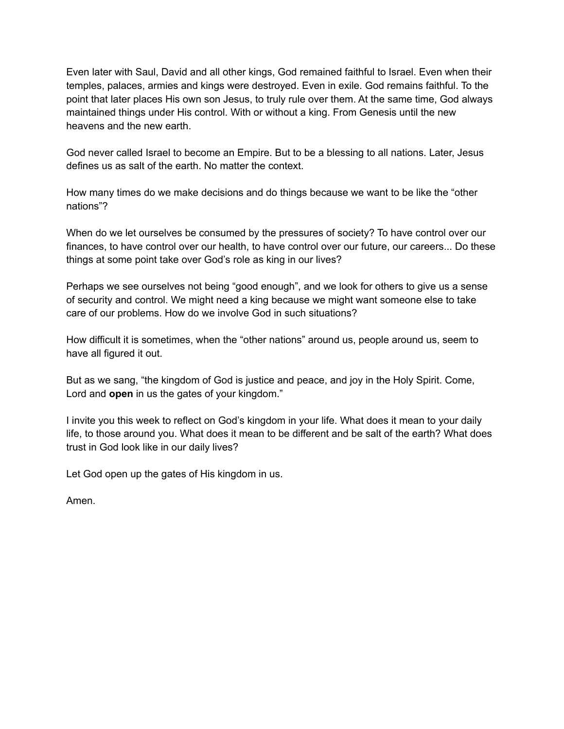Even later with Saul, David and all other kings, God remained faithful to Israel. Even when their temples, palaces, armies and kings were destroyed. Even in exile. God remains faithful. To the point that later places His own son Jesus, to truly rule over them. At the same time, God always maintained things under His control. With or without a king. From Genesis until the new heavens and the new earth.

God never called Israel to become an Empire. But to be a blessing to all nations. Later, Jesus defines us as salt of the earth. No matter the context.

How many times do we make decisions and do things because we want to be like the "other nations"?

When do we let ourselves be consumed by the pressures of society? To have control over our finances, to have control over our health, to have control over our future, our careers... Do these things at some point take over God's role as king in our lives?

Perhaps we see ourselves not being "good enough", and we look for others to give us a sense of security and control. We might need a king because we might want someone else to take care of our problems. How do we involve God in such situations?

How difficult it is sometimes, when the "other nations" around us, people around us, seem to have all figured it out.

But as we sang, "the kingdom of God is justice and peace, and joy in the Holy Spirit. Come, Lord and **open** in us the gates of your kingdom."

I invite you this week to reflect on God's kingdom in your life. What does it mean to your daily life, to those around you. What does it mean to be different and be salt of the earth? What does trust in God look like in our daily lives?

Let God open up the gates of His kingdom in us.

Amen.